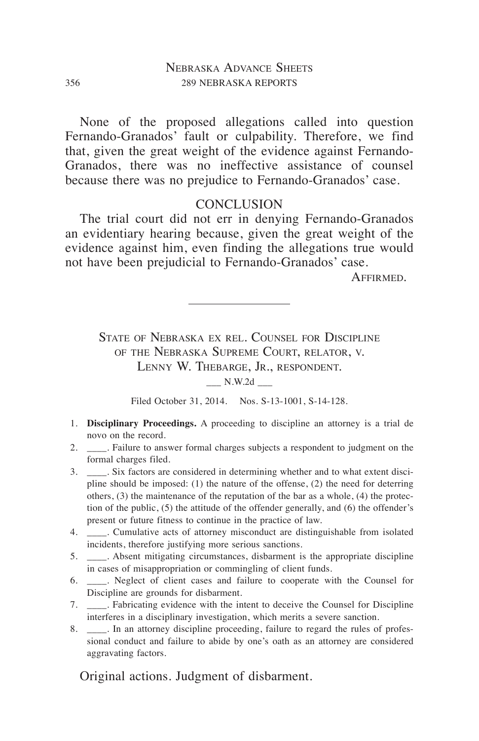None of the proposed allegations called into question Fernando-Granados' fault or culpability. Therefore, we find that, given the great weight of the evidence against Fernando-Granados, there was no ineffective assistance of counsel because there was no prejudice to Fernando-Granados' case.

## CONCLUSION

The trial court did not err in denying Fernando-Granados an evidentiary hearing because, given the great weight of the evidence against him, even finding the allegations true would not have been prejudicial to Fernando-Granados' case.

Affirmed.

---

## State of Nebraska ex rel. Counsel for Discipline of the Nebraska Supreme Court, relator, v. Lenny W. Thebarge, Jr., respondent.

___ N.W.2d ___

Filed October 31, 2014. Nos. S-13-1001, S-14-128.

1. **Disciplinary Proceedings.** A proceeding to discipline an attorney is a trial de novo on the record.
2. ____. Failure to answer formal charges subjects a respondent to judgment on the formal charges filed.
3. ____. Six factors are considered in determining whether and to what extent discipline should be imposed: (1) the nature of the offense, (2) the need for deterring others, (3) the maintenance of the reputation of the bar as a whole, (4) the protection of the public, (5) the attitude of the offender generally, and (6) the offender's present or future fitness to continue in the practice of law.
4. ____. Cumulative acts of attorney misconduct are distinguishable from isolated incidents, therefore justifying more serious sanctions.
5. ____. Absent mitigating circumstances, disbarment is the appropriate discipline in cases of misappropriation or commingling of client funds.
6. ____. Neglect of client cases and failure to cooperate with the Counsel for Discipline are grounds for disbarment.
7. ____. Fabricating evidence with the intent to deceive the Counsel for Discipline interferes in a disciplinary investigation, which merits a severe sanction.
8. ____. In an attorney discipline proceeding, failure to regard the rules of professional conduct and failure to abide by one's oath as an attorney are considered aggravating factors.

Original actions. Judgment of disbarment.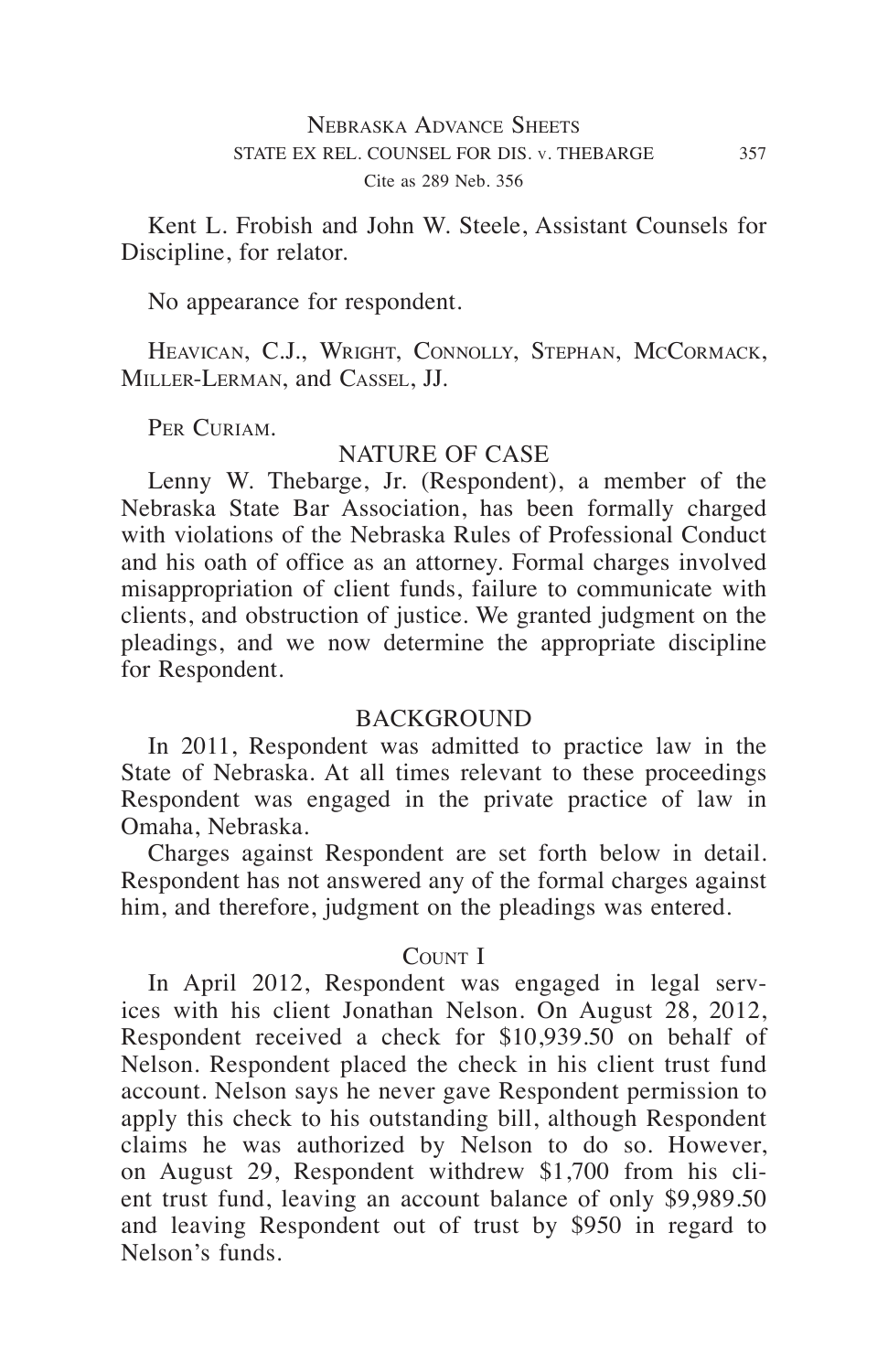Kent L. Frobish and John W. Steele, Assistant Counsels for Discipline, for relator.

No appearance for respondent.

Heavican, C.J., Wright, Connolly, Stephan, McCormack, Miller-Lerman, and Cassel, JJ.

Per Curiam.

## NATURE OF CASE

Lenny W. Thebarge, Jr. (Respondent), a member of the Nebraska State Bar Association, has been formally charged with violations of the Nebraska Rules of Professional Conduct and his oath of office as an attorney. Formal charges involved misappropriation of client funds, failure to communicate with clients, and obstruction of justice. We granted judgment on the pleadings, and we now determine the appropriate discipline for Respondent.

## BACKGROUND

In 2011, Respondent was admitted to practice law in the State of Nebraska. At all times relevant to these proceedings Respondent was engaged in the private practice of law in Omaha, Nebraska.

Charges against Respondent are set forth below in detail. Respondent has not answered any of the formal charges against him, and therefore, judgment on the pleadings was entered.

### Count I

In April 2012, Respondent was engaged in legal services with his client Jonathan Nelson. On August 28, 2012, Respondent received a check for $10,939.50 on behalf of Nelson. Respondent placed the check in his client trust fund account. Nelson says he never gave Respondent permission to apply this check to his outstanding bill, although Respondent claims he was authorized by Nelson to do so. However, on August 29, Respondent withdrew $1,700 from his client trust fund, leaving an account balance of only $9,989.50 and leaving Respondent out of trust by $950 in regard to Nelson's funds.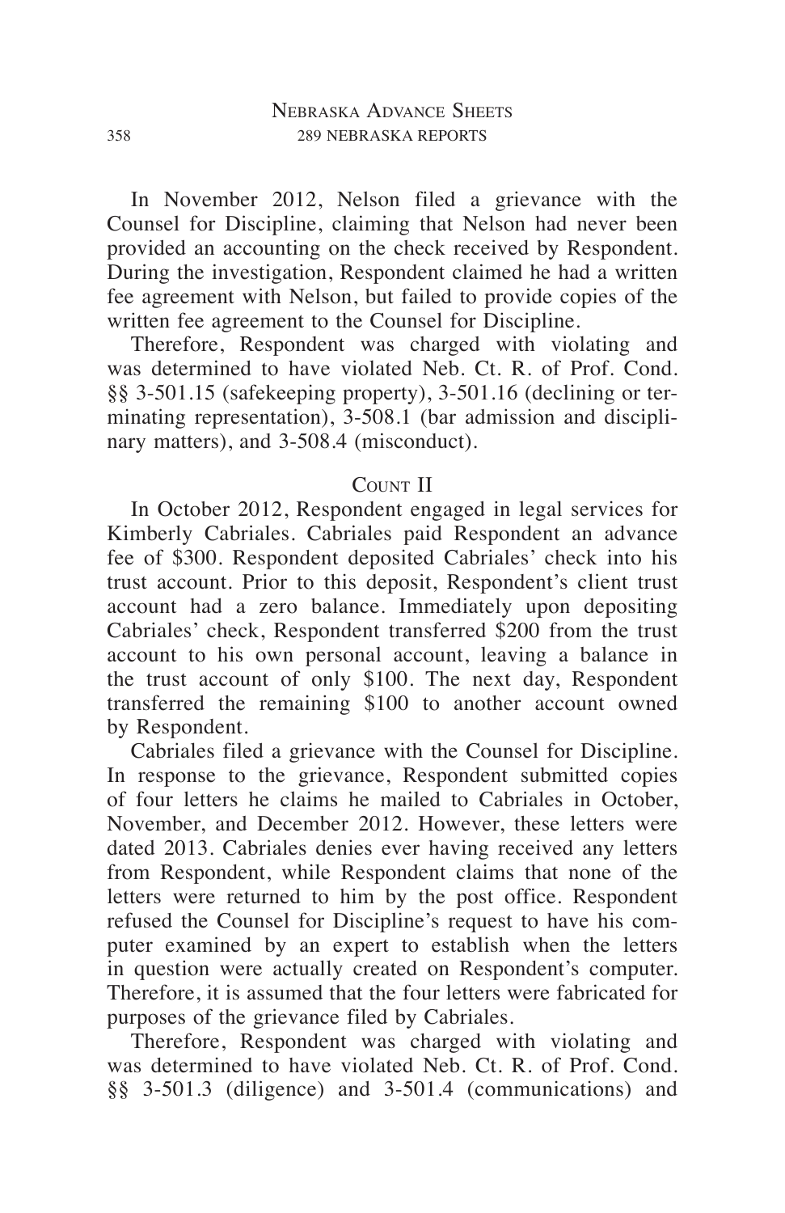In November 2012, Nelson filed a grievance with the Counsel for Discipline, claiming that Nelson had never been provided an accounting on the check received by Respondent. During the investigation, Respondent claimed he had a written fee agreement with Nelson, but failed to provide copies of the written fee agreement to the Counsel for Discipline.

Therefore, Respondent was charged with violating and was determined to have violated Neb. Ct. R. of Prof. Cond. §§ 3-501.15 (safekeeping property), 3-501.16 (declining or terminating representation), 3-508.1 (bar admission and disciplinary matters), and 3-508.4 (misconduct).

## Count II

In October 2012, Respondent engaged in legal services for Kimberly Cabriales. Cabriales paid Respondent an advance fee of $300. Respondent deposited Cabriales' check into his trust account. Prior to this deposit, Respondent's client trust account had a zero balance. Immediately upon depositing Cabriales' check, Respondent transferred $200 from the trust account to his own personal account, leaving a balance in the trust account of only $100. The next day, Respondent transferred the remaining $100 to another account owned by Respondent.

Cabriales filed a grievance with the Counsel for Discipline. In response to the grievance, Respondent submitted copies of four letters he claims he mailed to Cabriales in October, November, and December 2012. However, these letters were dated 2013. Cabriales denies ever having received any letters from Respondent, while Respondent claims that none of the letters were returned to him by the post office. Respondent refused the Counsel for Discipline's request to have his computer examined by an expert to establish when the letters in question were actually created on Respondent's computer. Therefore, it is assumed that the four letters were fabricated for purposes of the grievance filed by Cabriales.

Therefore, Respondent was charged with violating and was determined to have violated Neb. Ct. R. of Prof. Cond. §§ 3-501.3 (diligence) and 3-501.4 (communications) and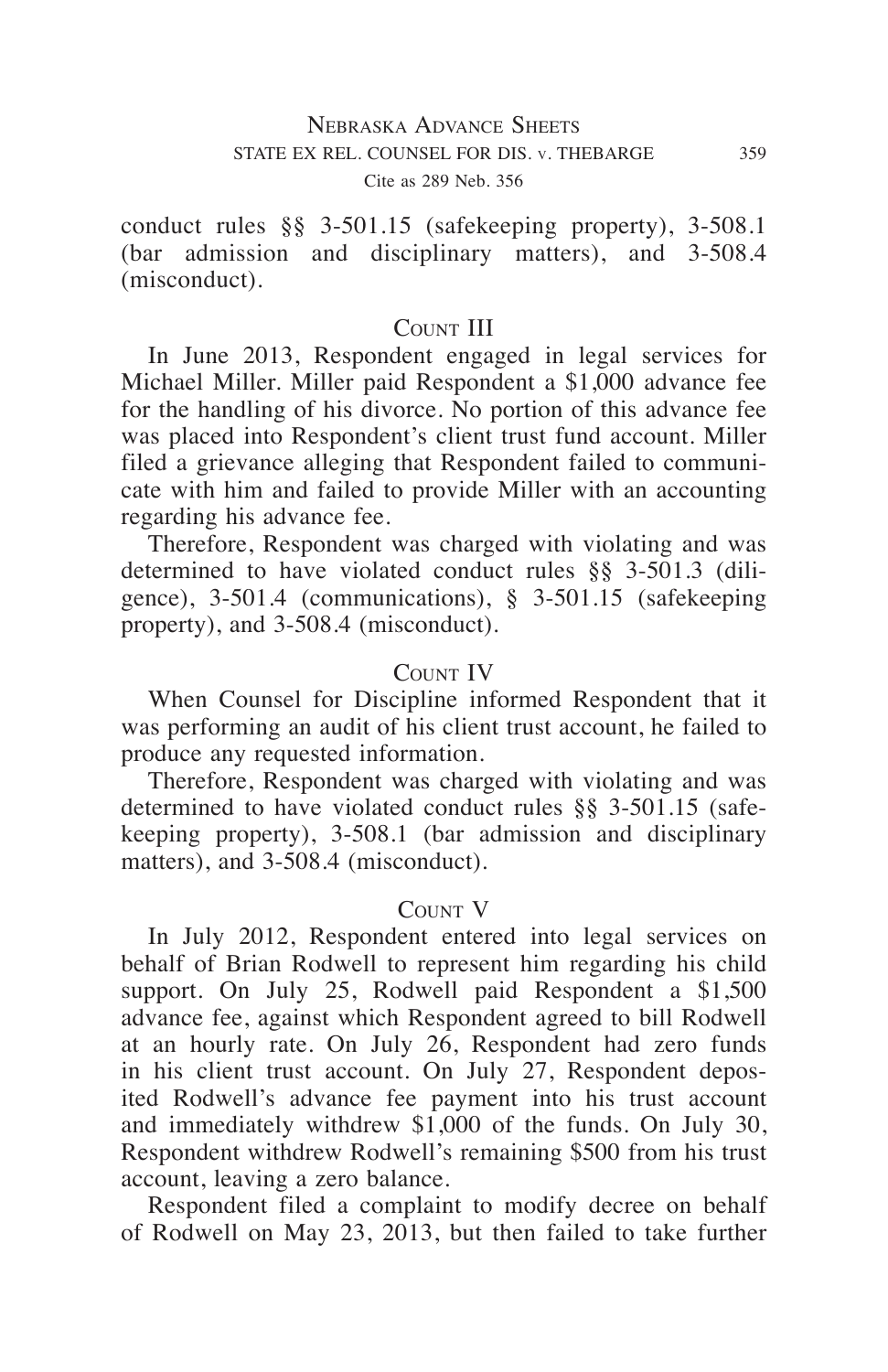conduct rules §§ 3-501.15 (safekeeping property), 3-508.1 (bar admission and disciplinary matters), and 3-508.4 (misconduct).

### Count III

In June 2013, Respondent engaged in legal services for Michael Miller. Miller paid Respondent a $1,000 advance fee for the handling of his divorce. No portion of this advance fee was placed into Respondent's client trust fund account. Miller filed a grievance alleging that Respondent failed to communicate with him and failed to provide Miller with an accounting regarding his advance fee.

Therefore, Respondent was charged with violating and was determined to have violated conduct rules §§ 3-501.3 (diligence), 3-501.4 (communications), § 3-501.15 (safekeeping property), and 3-508.4 (misconduct).

### Count IV

When Counsel for Discipline informed Respondent that it was performing an audit of his client trust account, he failed to produce any requested information.

Therefore, Respondent was charged with violating and was determined to have violated conduct rules §§ 3-501.15 (safekeeping property), 3-508.1 (bar admission and disciplinary matters), and 3-508.4 (misconduct).

### Count V

In July 2012, Respondent entered into legal services on behalf of Brian Rodwell to represent him regarding his child support. On July 25, Rodwell paid Respondent a $1,500 advance fee, against which Respondent agreed to bill Rodwell at an hourly rate. On July 26, Respondent had zero funds in his client trust account. On July 27, Respondent deposited Rodwell's advance fee payment into his trust account and immediately withdrew $1,000 of the funds. On July 30, Respondent withdrew Rodwell's remaining $500 from his trust account, leaving a zero balance.

Respondent filed a complaint to modify decree on behalf of Rodwell on May 23, 2013, but then failed to take further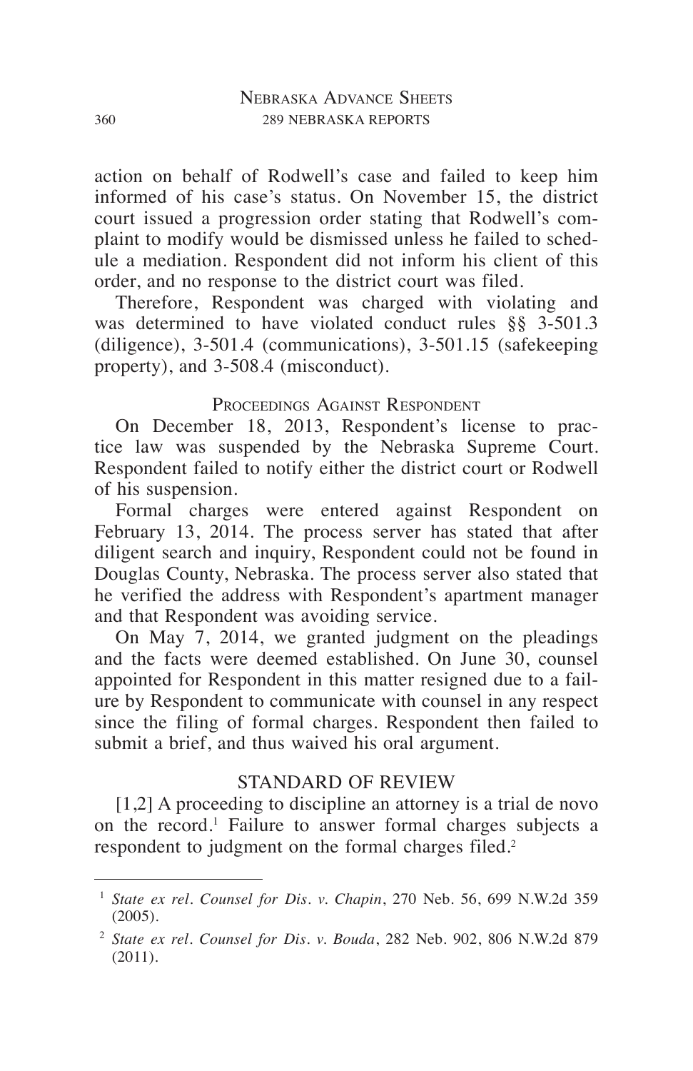action on behalf of Rodwell's case and failed to keep him informed of his case's status. On November 15, the district court issued a progression order stating that Rodwell's complaint to modify would be dismissed unless he failed to schedule a mediation. Respondent did not inform his client of this order, and no response to the district court was filed.

Therefore, Respondent was charged with violating and was determined to have violated conduct rules §§ 3-501.3 (diligence), 3-501.4 (communications), 3-501.15 (safekeeping property), and 3-508.4 (misconduct).

## Proceedings Against Respondent

On December 18, 2013, Respondent's license to practice law was suspended by the Nebraska Supreme Court. Respondent failed to notify either the district court or Rodwell of his suspension.

Formal charges were entered against Respondent on February 13, 2014. The process server has stated that after diligent search and inquiry, Respondent could not be found in Douglas County, Nebraska. The process server also stated that he verified the address with Respondent's apartment manager and that Respondent was avoiding service.

On May 7, 2014, we granted judgment on the pleadings and the facts were deemed established. On June 30, counsel appointed for Respondent in this matter resigned due to a failure by Respondent to communicate with counsel in any respect since the filing of formal charges. Respondent then failed to submit a brief, and thus waived his oral argument.

## STANDARD OF REVIEW

[1,2] A proceeding to discipline an attorney is a trial de novo on the record.[1] Failure to answer formal charges subjects a respondent to judgment on the formal charges filed.[2]

---

[1] *State ex rel. Counsel for Dis. v. Chapin*, 270 Neb. 56, 699 N.W.2d 359 (2005).

[2] *State ex rel. Counsel for Dis. v. Bouda*, 282 Neb. 902, 806 N.W.2d 879 (2011).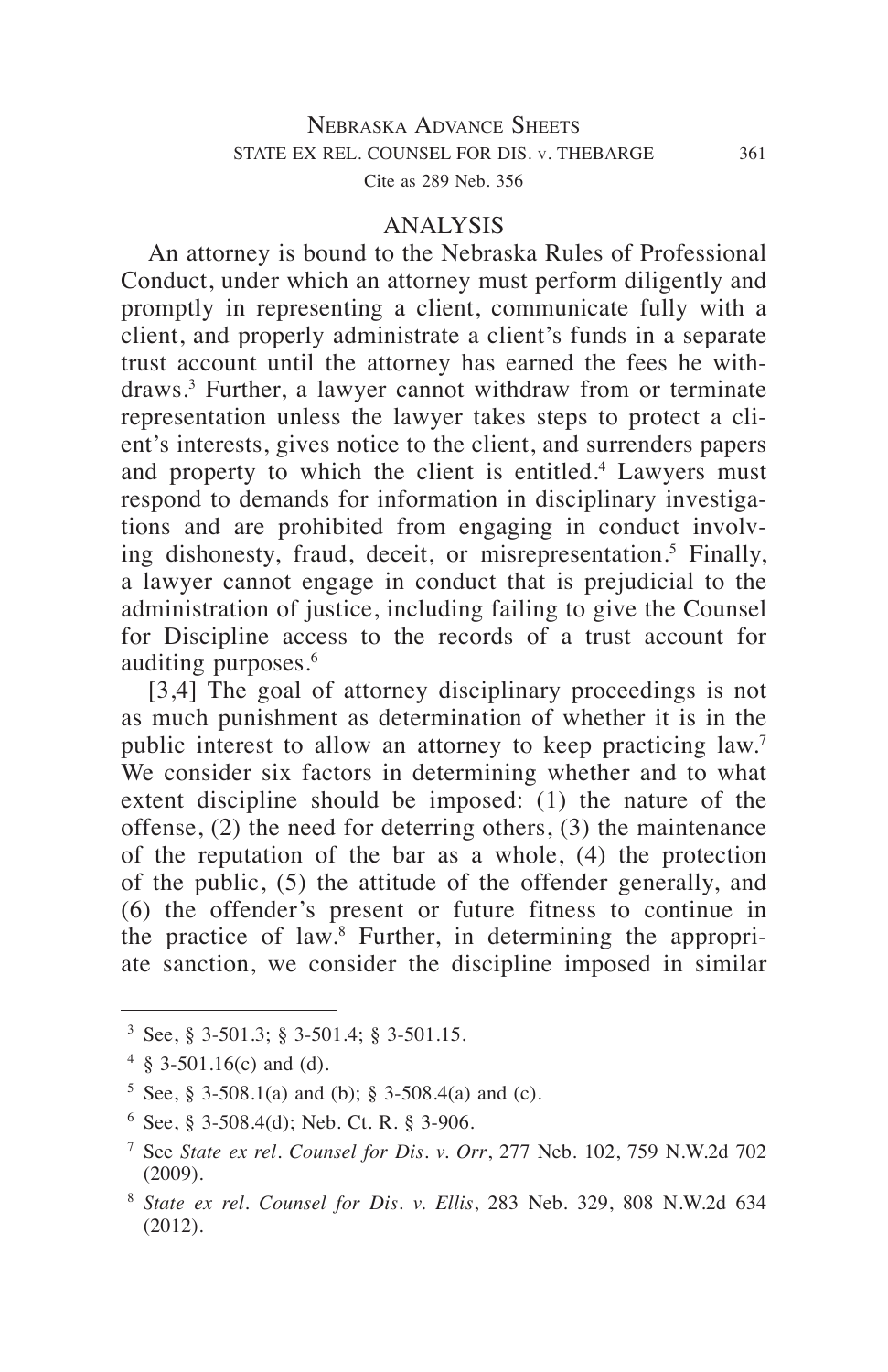## ANALYSIS

An attorney is bound to the Nebraska Rules of Professional Conduct, under which an attorney must perform diligently and promptly in representing a client, communicate fully with a client, and properly administrate a client's funds in a separate trust account until the attorney has earned the fees he withdraws.[3] Further, a lawyer cannot withdraw from or terminate representation unless the lawyer takes steps to protect a client's interests, gives notice to the client, and surrenders papers and property to which the client is entitled.[4] Lawyers must respond to demands for information in disciplinary investigations and are prohibited from engaging in conduct involving dishonesty, fraud, deceit, or misrepresentation.[5] Finally, a lawyer cannot engage in conduct that is prejudicial to the administration of justice, including failing to give the Counsel for Discipline access to the records of a trust account for auditing purposes.[6]

[3,4] The goal of attorney disciplinary proceedings is not as much punishment as determination of whether it is in the public interest to allow an attorney to keep practicing law.[7] We consider six factors in determining whether and to what extent discipline should be imposed: (1) the nature of the offense, (2) the need for deterring others, (3) the maintenance of the reputation of the bar as a whole, (4) the protection of the public, (5) the attitude of the offender generally, and (6) the offender's present or future fitness to continue in the practice of law.[8] Further, in determining the appropriate sanction, we consider the discipline imposed in similar

---

[3] See, § 3-501.3; § 3-501.4; § 3-501.15.

[4] § 3-501.16(c) and (d).

[5] See, § 3-508.1(a) and (b); § 3-508.4(a) and (c).

[6] See, § 3-508.4(d); Neb. Ct. R. § 3-906.

[7] See *State ex rel. Counsel for Dis. v. Orr*, 277 Neb. 102, 759 N.W.2d 702 (2009).

[8] *State ex rel. Counsel for Dis. v. Ellis*, 283 Neb. 329, 808 N.W.2d 634 (2012).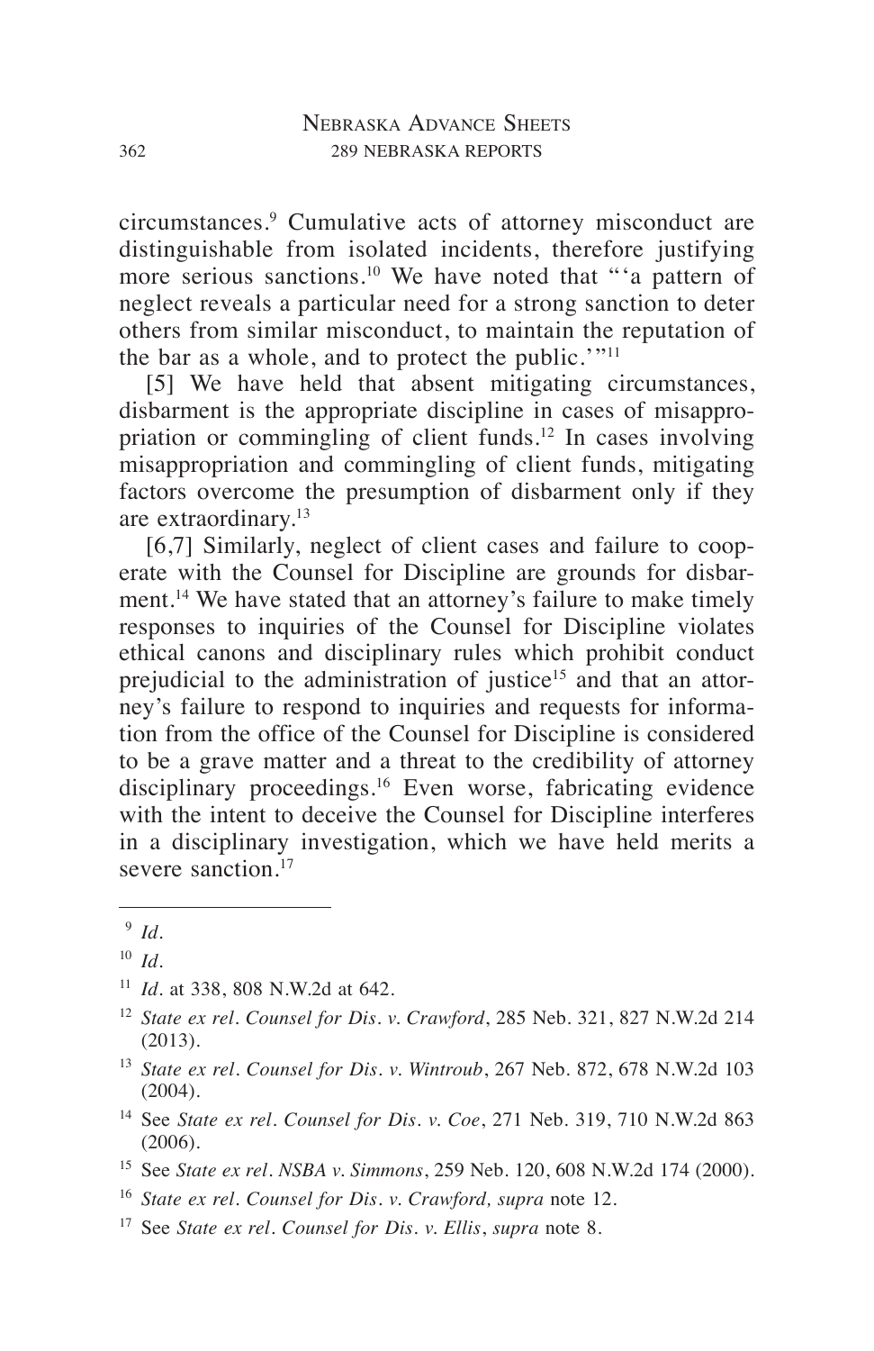circumstances.[9] Cumulative acts of attorney misconduct are distinguishable from isolated incidents, therefore justifying more serious sanctions.[10] We have noted that "'a pattern of neglect reveals a particular need for a strong sanction to deter others from similar misconduct, to maintain the reputation of the bar as a whole, and to protect the public.'"[11]

[5] We have held that absent mitigating circumstances, disbarment is the appropriate discipline in cases of misappropriation or commingling of client funds.[12] In cases involving misappropriation and commingling of client funds, mitigating factors overcome the presumption of disbarment only if they are extraordinary.[13]

[6,7] Similarly, neglect of client cases and failure to cooperate with the Counsel for Discipline are grounds for disbarment.[14] We have stated that an attorney's failure to make timely responses to inquiries of the Counsel for Discipline violates ethical canons and disciplinary rules which prohibit conduct prejudicial to the administration of justice[15] and that an attorney's failure to respond to inquiries and requests for information from the office of the Counsel for Discipline is considered to be a grave matter and a threat to the credibility of attorney disciplinary proceedings.[16] Even worse, fabricating evidence with the intent to deceive the Counsel for Discipline interferes in a disciplinary investigation, which we have held merits a severe sanction.[17]

---

[9] *Id.*

[10] *Id.*

[11] *Id.* at 338, 808 N.W.2d at 642.

[12] *State ex rel. Counsel for Dis. v. Crawford*, 285 Neb. 321, 827 N.W.2d 214 (2013).

[13] *State ex rel. Counsel for Dis. v. Wintroub*, 267 Neb. 872, 678 N.W.2d 103 (2004).

[14] See *State ex rel. Counsel for Dis. v. Coe*, 271 Neb. 319, 710 N.W.2d 863 (2006).

[15] See *State ex rel. NSBA v. Simmons*, 259 Neb. 120, 608 N.W.2d 174 (2000).

[16] *State ex rel. Counsel for Dis. v. Crawford, supra* note 12.

[17] See *State ex rel. Counsel for Dis. v. Ellis*, *supra* note 8.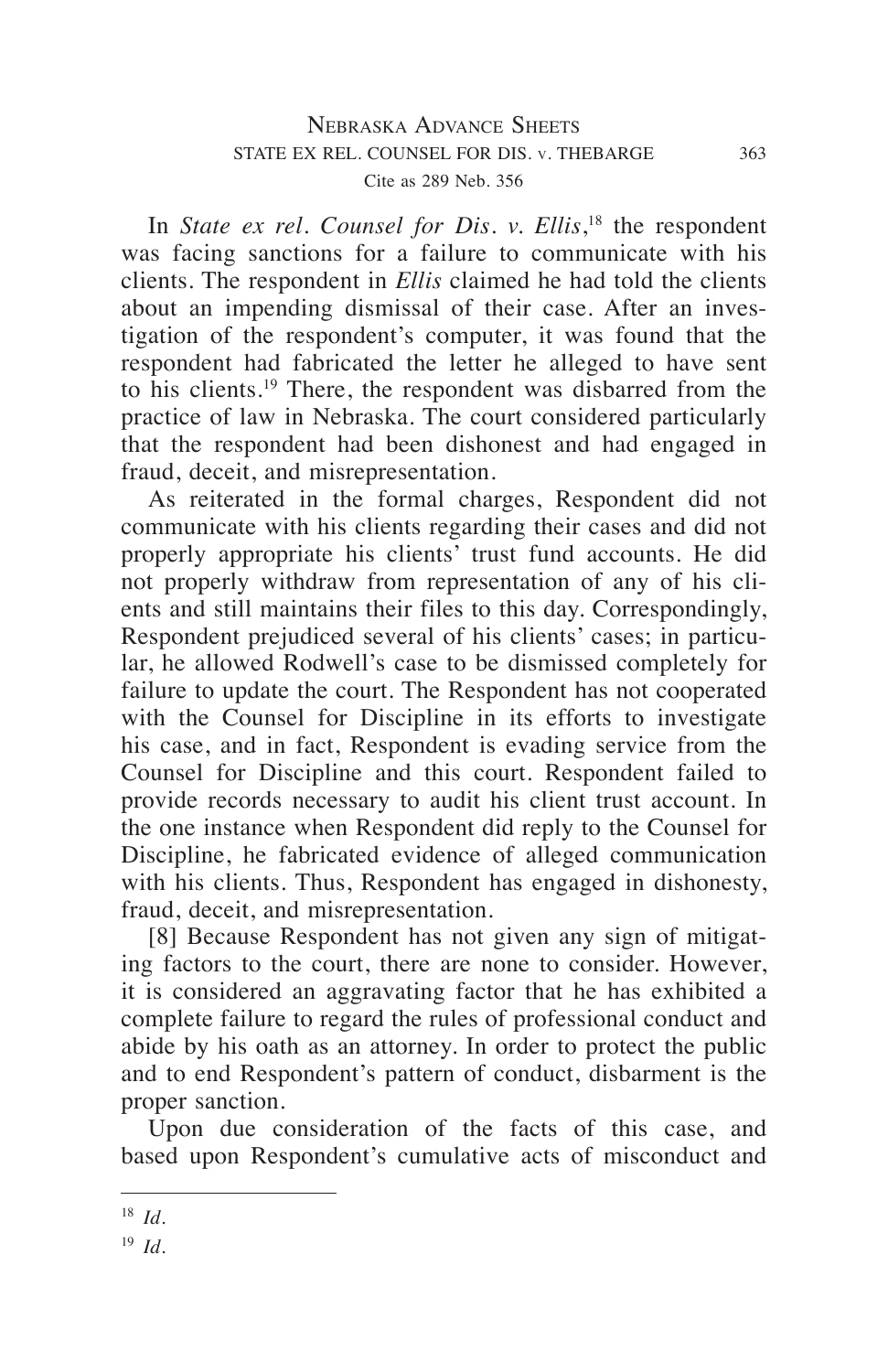In *State ex rel. Counsel for Dis. v. Ellis*,[18] the respondent was facing sanctions for a failure to communicate with his clients. The respondent in *Ellis* claimed he had told the clients about an impending dismissal of their case. After an investigation of the respondent's computer, it was found that the respondent had fabricated the letter he alleged to have sent to his clients.[19] There, the respondent was disbarred from the practice of law in Nebraska. The court considered particularly that the respondent had been dishonest and had engaged in fraud, deceit, and misrepresentation.

As reiterated in the formal charges, Respondent did not communicate with his clients regarding their cases and did not properly appropriate his clients' trust fund accounts. He did not properly withdraw from representation of any of his clients and still maintains their files to this day. Correspondingly, Respondent prejudiced several of his clients' cases; in particular, he allowed Rodwell's case to be dismissed completely for failure to update the court. The Respondent has not cooperated with the Counsel for Discipline in its efforts to investigate his case, and in fact, Respondent is evading service from the Counsel for Discipline and this court. Respondent failed to provide records necessary to audit his client trust account. In the one instance when Respondent did reply to the Counsel for Discipline, he fabricated evidence of alleged communication with his clients. Thus, Respondent has engaged in dishonesty, fraud, deceit, and misrepresentation.

[8] Because Respondent has not given any sign of mitigating factors to the court, there are none to consider. However, it is considered an aggravating factor that he has exhibited a complete failure to regard the rules of professional conduct and abide by his oath as an attorney. In order to protect the public and to end Respondent's pattern of conduct, disbarment is the proper sanction.

Upon due consideration of the facts of this case, and based upon Respondent's cumulative acts of misconduct and

---

[18] *Id.*

[19] *Id.*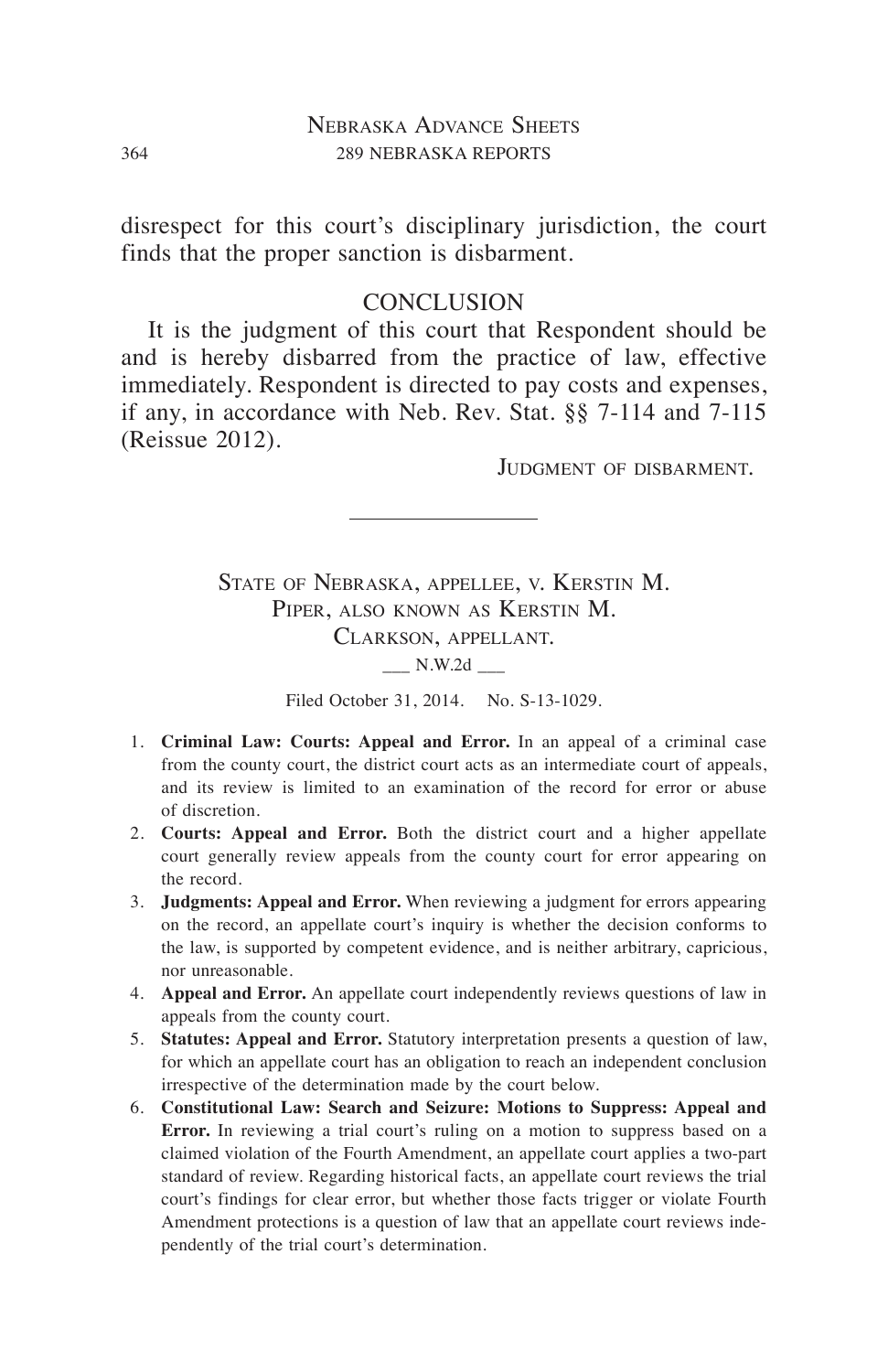disrespect for this court's disciplinary jurisdiction, the court finds that the proper sanction is disbarment.

## CONCLUSION

It is the judgment of this court that Respondent should be and is hereby disbarred from the practice of law, effective immediately. Respondent is directed to pay costs and expenses, if any, in accordance with Neb. Rev. Stat. §§ 7-114 and 7-115 (Reissue 2012).

JUDGMENT OF DISBARMENT.

---

# STATE OF NEBRASKA, APPELLEE, V. KERSTIN M. PIPER, ALSO KNOWN AS KERSTIN M. CLARKSON, APPELLANT.

___ N.W.2d ___

Filed October 31, 2014. No. S-13-1029.

1. **Criminal Law: Courts: Appeal and Error.** In an appeal of a criminal case from the county court, the district court acts as an intermediate court of appeals, and its review is limited to an examination of the record for error or abuse of discretion.
2. **Courts: Appeal and Error.** Both the district court and a higher appellate court generally review appeals from the county court for error appearing on the record.
3. **Judgments: Appeal and Error.** When reviewing a judgment for errors appearing on the record, an appellate court's inquiry is whether the decision conforms to the law, is supported by competent evidence, and is neither arbitrary, capricious, nor unreasonable.
4. **Appeal and Error.** An appellate court independently reviews questions of law in appeals from the county court.
5. **Statutes: Appeal and Error.** Statutory interpretation presents a question of law, for which an appellate court has an obligation to reach an independent conclusion irrespective of the determination made by the court below.
6. **Constitutional Law: Search and Seizure: Motions to Suppress: Appeal and Error.** In reviewing a trial court's ruling on a motion to suppress based on a claimed violation of the Fourth Amendment, an appellate court applies a two-part standard of review. Regarding historical facts, an appellate court reviews the trial court's findings for clear error, but whether those facts trigger or violate Fourth Amendment protections is a question of law that an appellate court reviews independently of the trial court's determination.